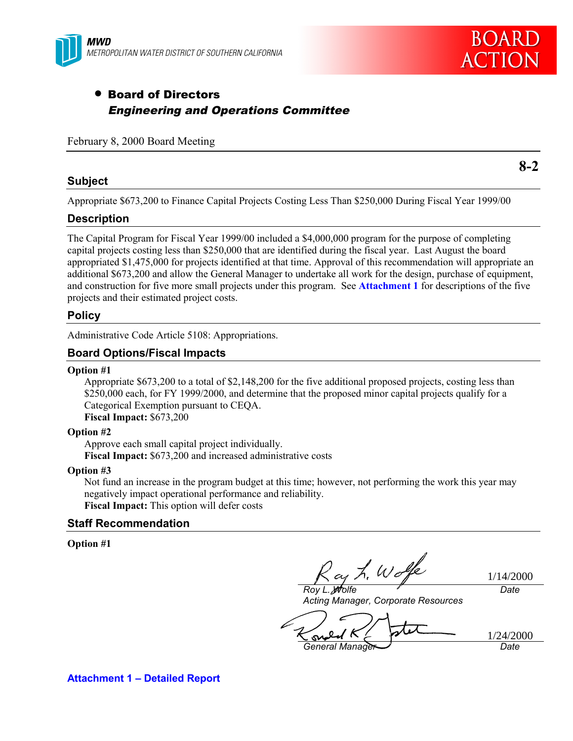MWD
METROPOLITAN WATER DISTRICT OF SOUTHERN CALIFORNIA

BOARD ACTION

- **Board of Directors**
  ***Engineering and Operations Committee***

February 8, 2000 Board Meeting

**8-2**

## Subject

Appropriate $673,200 to Finance Capital Projects Costing Less Than $250,000 During Fiscal Year 1999/00

## Description

The Capital Program for Fiscal Year 1999/00 included a $4,000,000 program for the purpose of completing capital projects costing less than $250,000 that are identified during the fiscal year. Last August the board appropriated $1,475,000 for projects identified at that time. Approval of this recommendation will appropriate an additional $673,200 and allow the General Manager to undertake all work for the design, purchase of equipment, and construction for five more small projects under this program. See **Attachment 1** for descriptions of the five projects and their estimated project costs.

## Policy

Administrative Code Article 5108: Appropriations.

## Board Options/Fiscal Impacts

**Option #1**

Appropriate $673,200 to a total of $2,148,200 for the five additional proposed projects, costing less than $250,000 each, for FY 1999/2000, and determine that the proposed minor capital projects qualify for a Categorical Exemption pursuant to CEQA.
**Fiscal Impact:** $673,200

**Option #2**

Approve each small capital project individually.
**Fiscal Impact:** $673,200 and increased administrative costs

**Option #3**

Not fund an increase in the program budget at this time; however, not performing the work this year may negatively impact operational performance and reliability.
**Fiscal Impact:** This option will defer costs

## Staff Recommendation

**Option #1**

| | |
|---|---|
| *Roy L. Wolfe*<br>*Acting Manager, Corporate Resources* | 1/14/2000<br>*Date* |
| *General Manager* | 1/24/2000<br>*Date* |

**Attachment 1 – Detailed Report**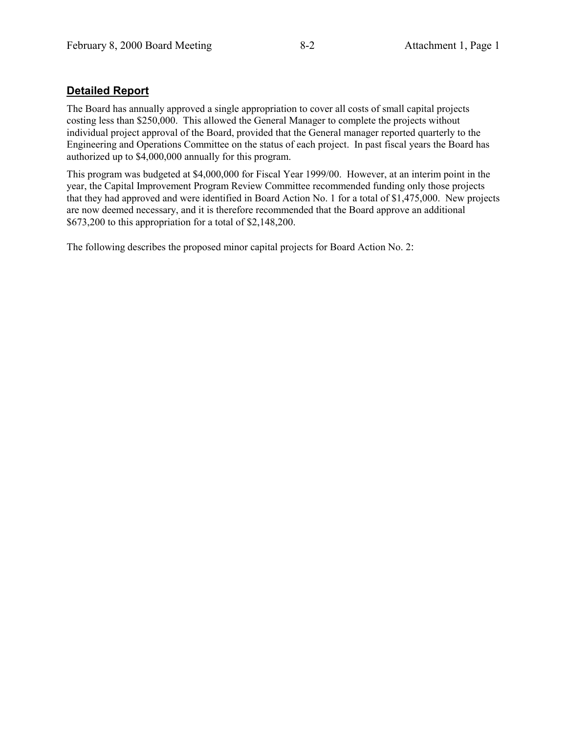## **Detailed Report**

The Board has annually approved a single appropriation to cover all costs of small capital projects costing less than $250,000. This allowed the General Manager to complete the projects without individual project approval of the Board, provided that the General manager reported quarterly to the Engineering and Operations Committee on the status of each project. In past fiscal years the Board has authorized up to $4,000,000 annually for this program.

This program was budgeted at $4,000,000 for Fiscal Year 1999/00. However, at an interim point in the year, the Capital Improvement Program Review Committee recommended funding only those projects that they had approved and were identified in Board Action No. 1 for a total of $1,475,000. New projects are now deemed necessary, and it is therefore recommended that the Board approve an additional $673,200 to this appropriation for a total of $2,148,200.

The following describes the proposed minor capital projects for Board Action No. 2: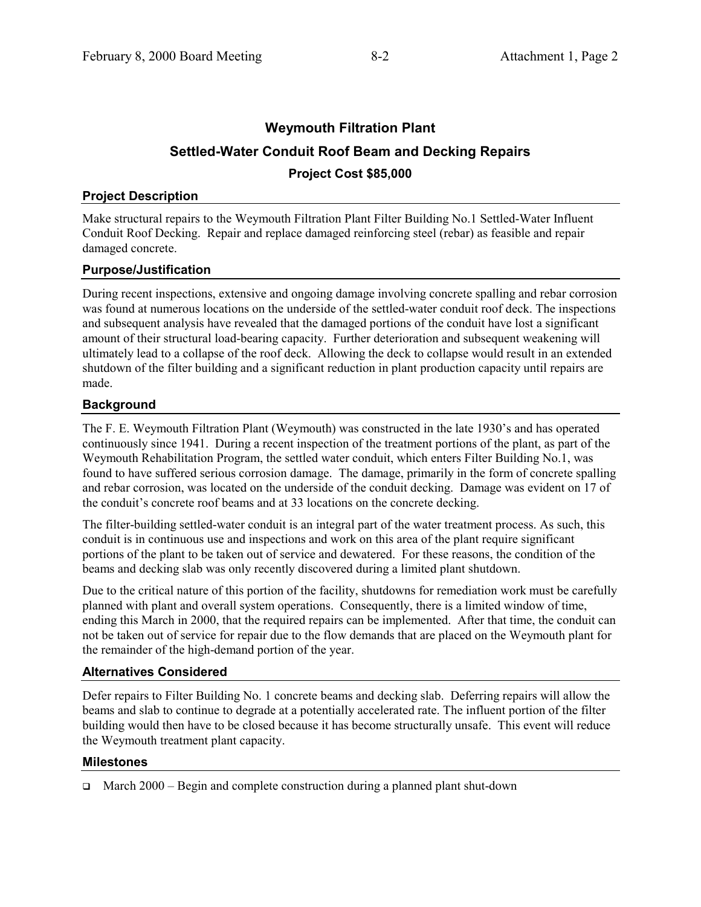## Weymouth Filtration Plant

## Settled-Water Conduit Roof Beam and Decking Repairs

## Project Cost $85,000

### Project Description

Make structural repairs to the Weymouth Filtration Plant Filter Building No.1 Settled-Water Influent Conduit Roof Decking. Repair and replace damaged reinforcing steel (rebar) as feasible and repair damaged concrete.

### Purpose/Justification

During recent inspections, extensive and ongoing damage involving concrete spalling and rebar corrosion was found at numerous locations on the underside of the settled-water conduit roof deck. The inspections and subsequent analysis have revealed that the damaged portions of the conduit have lost a significant amount of their structural load-bearing capacity. Further deterioration and subsequent weakening will ultimately lead to a collapse of the roof deck. Allowing the deck to collapse would result in an extended shutdown of the filter building and a significant reduction in plant production capacity until repairs are made.

### Background

The F. E. Weymouth Filtration Plant (Weymouth) was constructed in the late 1930's and has operated continuously since 1941. During a recent inspection of the treatment portions of the plant, as part of the Weymouth Rehabilitation Program, the settled water conduit, which enters Filter Building No.1, was found to have suffered serious corrosion damage. The damage, primarily in the form of concrete spalling and rebar corrosion, was located on the underside of the conduit decking. Damage was evident on 17 of the conduit's concrete roof beams and at 33 locations on the concrete decking.

The filter-building settled-water conduit is an integral part of the water treatment process. As such, this conduit is in continuous use and inspections and work on this area of the plant require significant portions of the plant to be taken out of service and dewatered. For these reasons, the condition of the beams and decking slab was only recently discovered during a limited plant shutdown.

Due to the critical nature of this portion of the facility, shutdowns for remediation work must be carefully planned with plant and overall system operations. Consequently, there is a limited window of time, ending this March in 2000, that the required repairs can be implemented. After that time, the conduit can not be taken out of service for repair due to the flow demands that are placed on the Weymouth plant for the remainder of the high-demand portion of the year.

### Alternatives Considered

Defer repairs to Filter Building No. 1 concrete beams and decking slab. Deferring repairs will allow the beams and slab to continue to degrade at a potentially accelerated rate. The influent portion of the filter building would then have to be closed because it has become structurally unsafe. This event will reduce the Weymouth treatment plant capacity.

### Milestones

- March 2000 – Begin and complete construction during a planned plant shut-down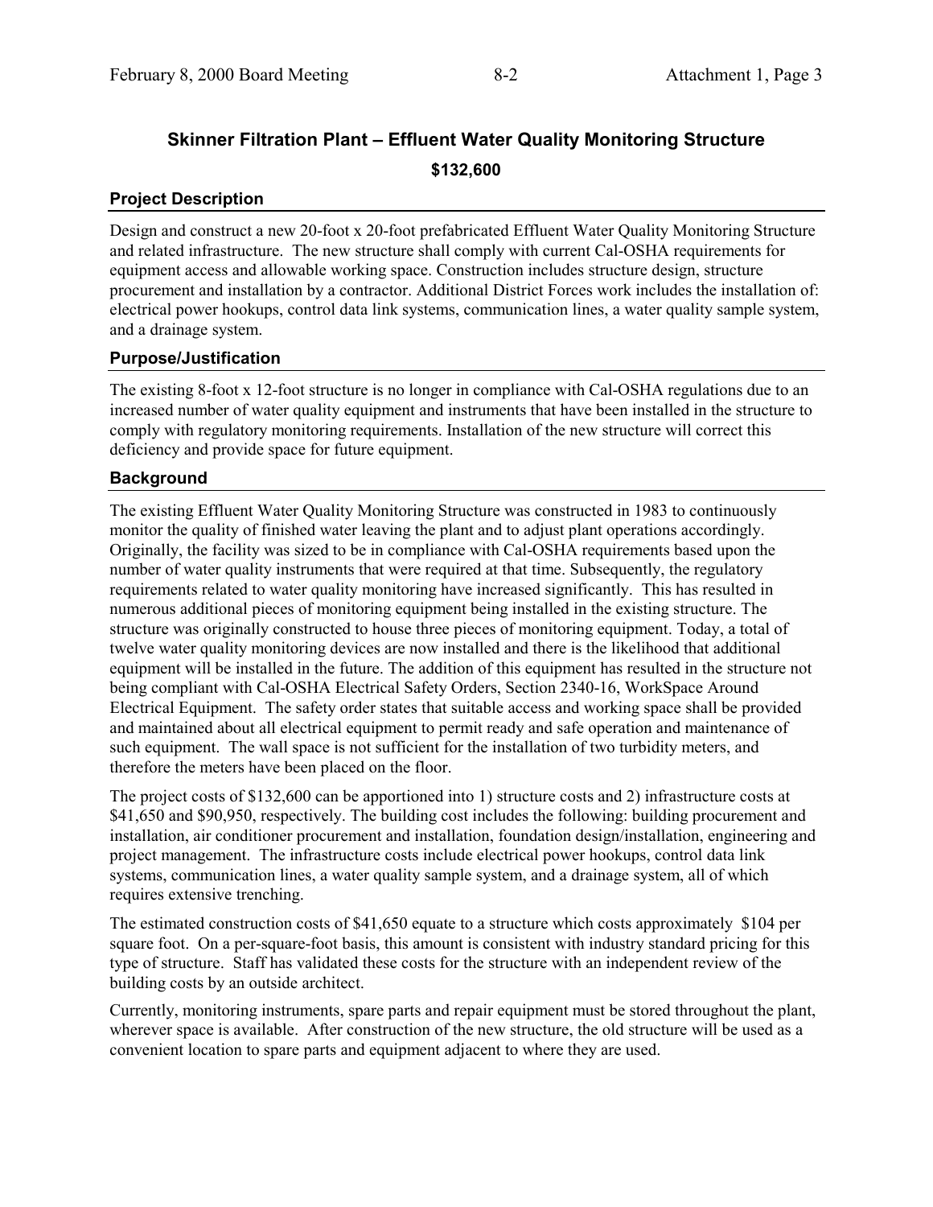## Skinner Filtration Plant – Effluent Water Quality Monitoring Structure

**$132,600**

### Project Description

Design and construct a new 20-foot x 20-foot prefabricated Effluent Water Quality Monitoring Structure and related infrastructure. The new structure shall comply with current Cal-OSHA requirements for equipment access and allowable working space. Construction includes structure design, structure procurement and installation by a contractor. Additional District Forces work includes the installation of: electrical power hookups, control data link systems, communication lines, a water quality sample system, and a drainage system.

### Purpose/Justification

The existing 8-foot x 12-foot structure is no longer in compliance with Cal-OSHA regulations due to an increased number of water quality equipment and instruments that have been installed in the structure to comply with regulatory monitoring requirements. Installation of the new structure will correct this deficiency and provide space for future equipment.

### Background

The existing Effluent Water Quality Monitoring Structure was constructed in 1983 to continuously monitor the quality of finished water leaving the plant and to adjust plant operations accordingly. Originally, the facility was sized to be in compliance with Cal-OSHA requirements based upon the number of water quality instruments that were required at that time. Subsequently, the regulatory requirements related to water quality monitoring have increased significantly. This has resulted in numerous additional pieces of monitoring equipment being installed in the existing structure. The structure was originally constructed to house three pieces of monitoring equipment. Today, a total of twelve water quality monitoring devices are now installed and there is the likelihood that additional equipment will be installed in the future. The addition of this equipment has resulted in the structure not being compliant with Cal-OSHA Electrical Safety Orders, Section 2340-16, WorkSpace Around Electrical Equipment. The safety order states that suitable access and working space shall be provided and maintained about all electrical equipment to permit ready and safe operation and maintenance of such equipment. The wall space is not sufficient for the installation of two turbidity meters, and therefore the meters have been placed on the floor.

The project costs of $132,600 can be apportioned into 1) structure costs and 2) infrastructure costs at $41,650 and $90,950, respectively. The building cost includes the following: building procurement and installation, air conditioner procurement and installation, foundation design/installation, engineering and project management. The infrastructure costs include electrical power hookups, control data link systems, communication lines, a water quality sample system, and a drainage system, all of which requires extensive trenching.

The estimated construction costs of $41,650 equate to a structure which costs approximately $104 per square foot. On a per-square-foot basis, this amount is consistent with industry standard pricing for this type of structure. Staff has validated these costs for the structure with an independent review of the building costs by an outside architect.

Currently, monitoring instruments, spare parts and repair equipment must be stored throughout the plant, wherever space is available. After construction of the new structure, the old structure will be used as a convenient location to spare parts and equipment adjacent to where they are used.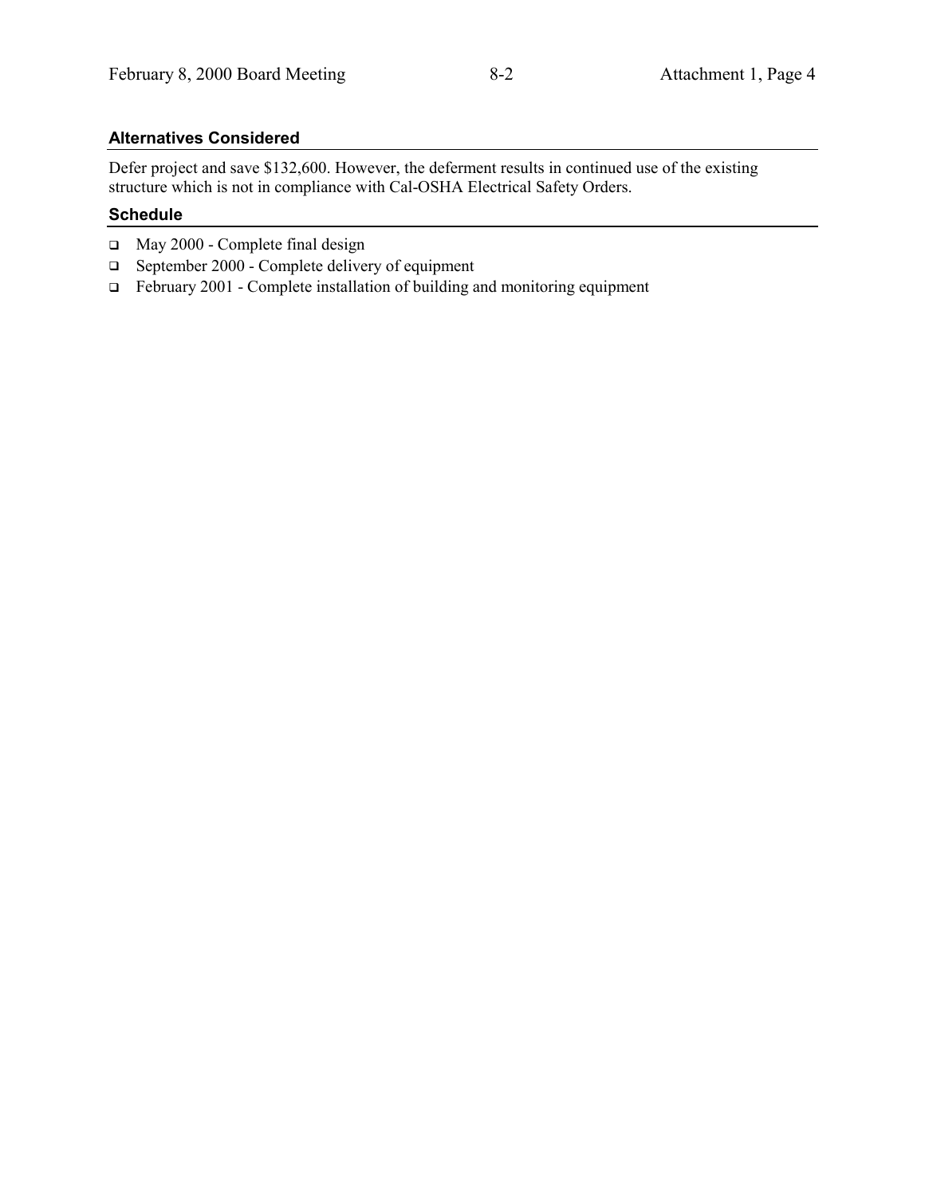### Alternatives Considered

Defer project and save $132,600. However, the deferment results in continued use of the existing structure which is not in compliance with Cal-OSHA Electrical Safety Orders.

### Schedule

- May 2000 - Complete final design
- September 2000 - Complete delivery of equipment
- February 2001 - Complete installation of building and monitoring equipment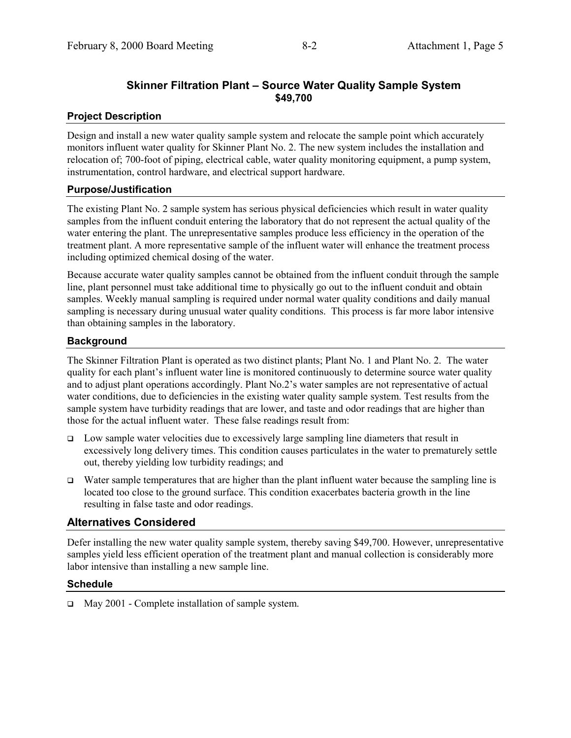## Skinner Filtration Plant – Source Water Quality Sample System
## $49,700

### Project Description

Design and install a new water quality sample system and relocate the sample point which accurately monitors influent water quality for Skinner Plant No. 2. The new system includes the installation and relocation of; 700-foot of piping, electrical cable, water quality monitoring equipment, a pump system, instrumentation, control hardware, and electrical support hardware.

### Purpose/Justification

The existing Plant No. 2 sample system has serious physical deficiencies which result in water quality samples from the influent conduit entering the laboratory that do not represent the actual quality of the water entering the plant. The unrepresentative samples produce less efficiency in the operation of the treatment plant. A more representative sample of the influent water will enhance the treatment process including optimized chemical dosing of the water.

Because accurate water quality samples cannot be obtained from the influent conduit through the sample line, plant personnel must take additional time to physically go out to the influent conduit and obtain samples. Weekly manual sampling is required under normal water quality conditions and daily manual sampling is necessary during unusual water quality conditions. This process is far more labor intensive than obtaining samples in the laboratory.

### Background

The Skinner Filtration Plant is operated as two distinct plants; Plant No. 1 and Plant No. 2. The water quality for each plant's influent water line is monitored continuously to determine source water quality and to adjust plant operations accordingly. Plant No.2's water samples are not representative of actual water conditions, due to deficiencies in the existing water quality sample system. Test results from the sample system have turbidity readings that are lower, and taste and odor readings that are higher than those for the actual influent water. These false readings result from:

- Low sample water velocities due to excessively large sampling line diameters that result in excessively long delivery times. This condition causes particulates in the water to prematurely settle out, thereby yielding low turbidity readings; and
- Water sample temperatures that are higher than the plant influent water because the sampling line is located too close to the ground surface. This condition exacerbates bacteria growth in the line resulting in false taste and odor readings.

## Alternatives Considered

Defer installing the new water quality sample system, thereby saving $49,700. However, unrepresentative samples yield less efficient operation of the treatment plant and manual collection is considerably more labor intensive than installing a new sample line.

### Schedule

- May 2001 - Complete installation of sample system.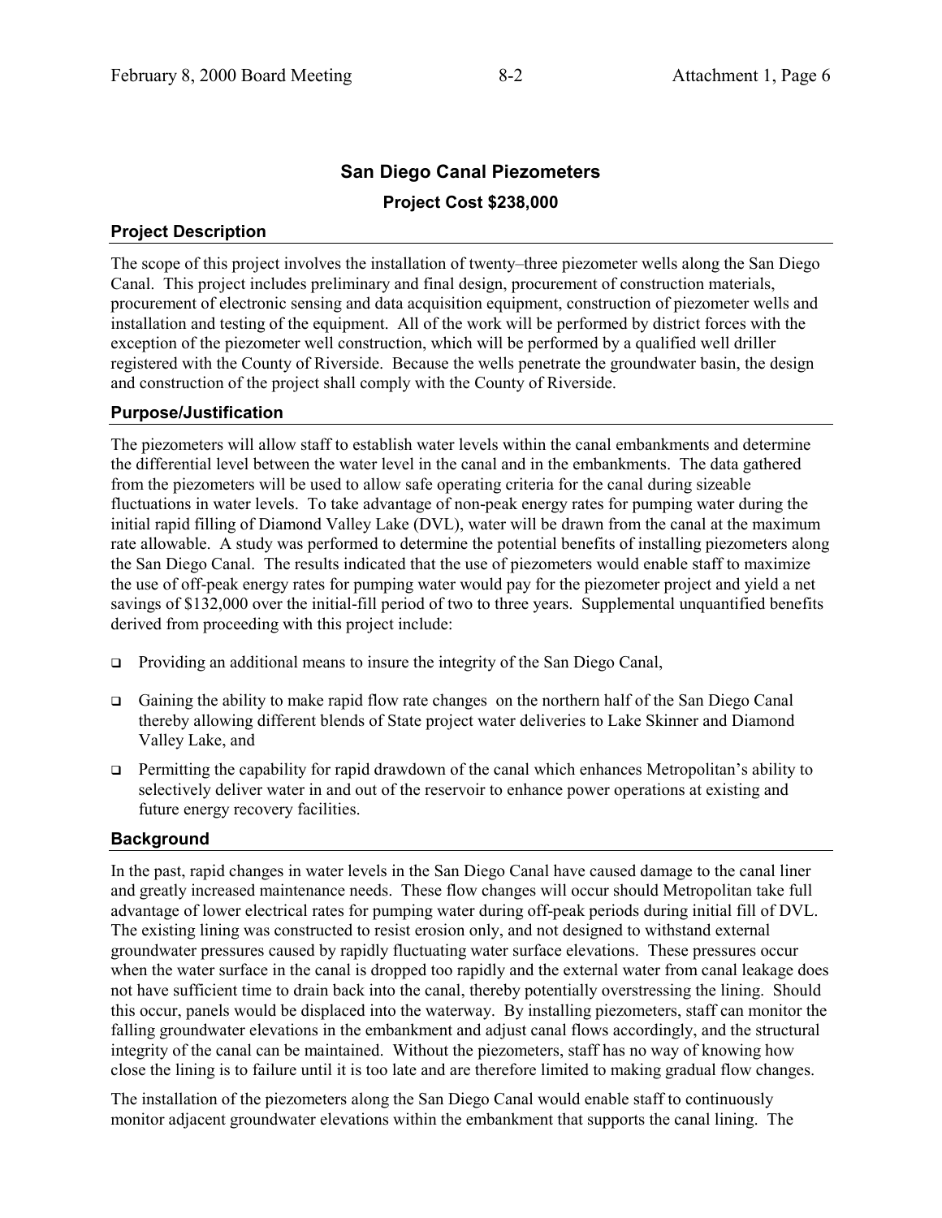## San Diego Canal Piezometers

### Project Cost $238,000

### Project Description

The scope of this project involves the installation of twenty–three piezometer wells along the San Diego Canal. This project includes preliminary and final design, procurement of construction materials, procurement of electronic sensing and data acquisition equipment, construction of piezometer wells and installation and testing of the equipment. All of the work will be performed by district forces with the exception of the piezometer well construction, which will be performed by a qualified well driller registered with the County of Riverside. Because the wells penetrate the groundwater basin, the design and construction of the project shall comply with the County of Riverside.

### Purpose/Justification

The piezometers will allow staff to establish water levels within the canal embankments and determine the differential level between the water level in the canal and in the embankments. The data gathered from the piezometers will be used to allow safe operating criteria for the canal during sizeable fluctuations in water levels. To take advantage of non-peak energy rates for pumping water during the initial rapid filling of Diamond Valley Lake (DVL), water will be drawn from the canal at the maximum rate allowable. A study was performed to determine the potential benefits of installing piezometers along the San Diego Canal. The results indicated that the use of piezometers would enable staff to maximize the use of off-peak energy rates for pumping water would pay for the piezometer project and yield a net savings of $132,000 over the initial-fill period of two to three years. Supplemental unquantified benefits derived from proceeding with this project include:

- Providing an additional means to insure the integrity of the San Diego Canal,
- Gaining the ability to make rapid flow rate changes on the northern half of the San Diego Canal thereby allowing different blends of State project water deliveries to Lake Skinner and Diamond Valley Lake, and
- Permitting the capability for rapid drawdown of the canal which enhances Metropolitan's ability to selectively deliver water in and out of the reservoir to enhance power operations at existing and future energy recovery facilities.

### Background

In the past, rapid changes in water levels in the San Diego Canal have caused damage to the canal liner and greatly increased maintenance needs. These flow changes will occur should Metropolitan take full advantage of lower electrical rates for pumping water during off-peak periods during initial fill of DVL. The existing lining was constructed to resist erosion only, and not designed to withstand external groundwater pressures caused by rapidly fluctuating water surface elevations. These pressures occur when the water surface in the canal is dropped too rapidly and the external water from canal leakage does not have sufficient time to drain back into the canal, thereby potentially overstressing the lining. Should this occur, panels would be displaced into the waterway. By installing piezometers, staff can monitor the falling groundwater elevations in the embankment and adjust canal flows accordingly, and the structural integrity of the canal can be maintained. Without the piezometers, staff has no way of knowing how close the lining is to failure until it is too late and are therefore limited to making gradual flow changes.

The installation of the piezometers along the San Diego Canal would enable staff to continuously monitor adjacent groundwater elevations within the embankment that supports the canal lining. The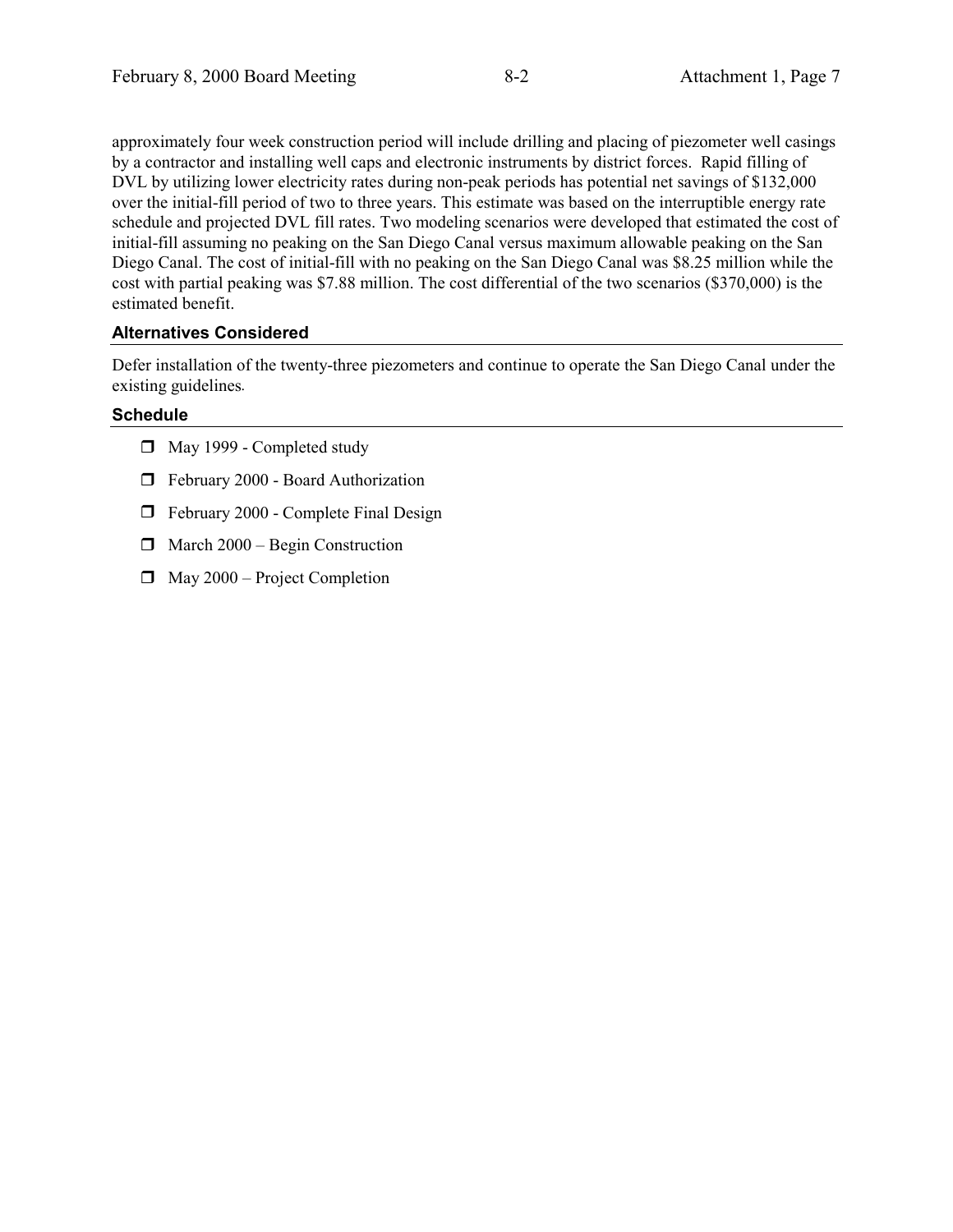approximately four week construction period will include drilling and placing of piezometer well casings by a contractor and installing well caps and electronic instruments by district forces. Rapid filling of DVL by utilizing lower electricity rates during non-peak periods has potential net savings of $132,000 over the initial-fill period of two to three years. This estimate was based on the interruptible energy rate schedule and projected DVL fill rates. Two modeling scenarios were developed that estimated the cost of initial-fill assuming no peaking on the San Diego Canal versus maximum allowable peaking on the San Diego Canal. The cost of initial-fill with no peaking on the San Diego Canal was $8.25 million while the cost with partial peaking was $7.88 million. The cost differential of the two scenarios ($370,000) is the estimated benefit.

### Alternatives Considered

Defer installation of the twenty-three piezometers and continue to operate the San Diego Canal under the existing guidelines.

### Schedule

- May 1999 - Completed study
- February 2000 - Board Authorization
- February 2000 - Complete Final Design
- March 2000 – Begin Construction
- May 2000 – Project Completion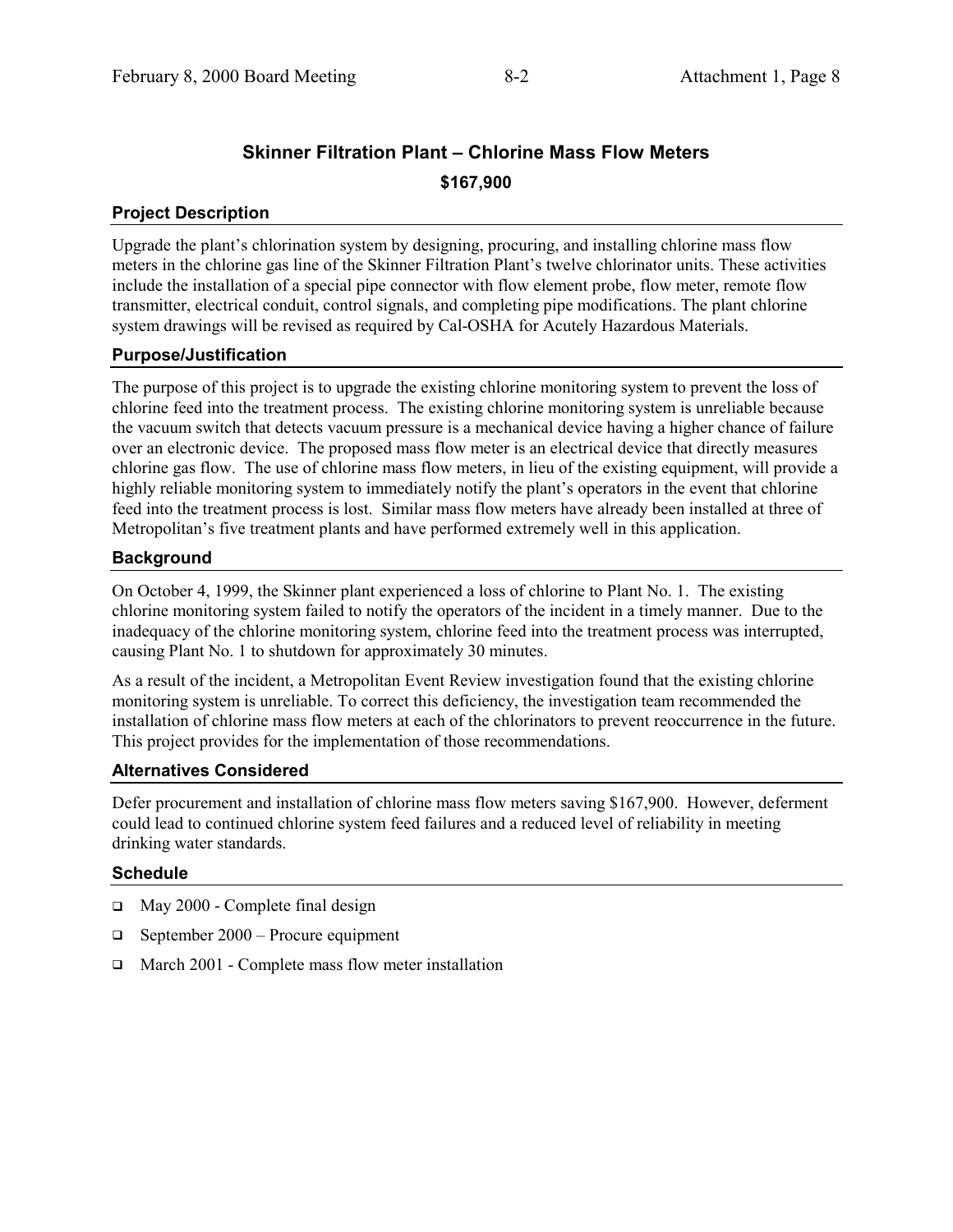## Skinner Filtration Plant – Chlorine Mass Flow Meters

**$167,900**

### Project Description

Upgrade the plant's chlorination system by designing, procuring, and installing chlorine mass flow meters in the chlorine gas line of the Skinner Filtration Plant's twelve chlorinator units. These activities include the installation of a special pipe connector with flow element probe, flow meter, remote flow transmitter, electrical conduit, control signals, and completing pipe modifications. The plant chlorine system drawings will be revised as required by Cal-OSHA for Acutely Hazardous Materials.

### Purpose/Justification

The purpose of this project is to upgrade the existing chlorine monitoring system to prevent the loss of chlorine feed into the treatment process. The existing chlorine monitoring system is unreliable because the vacuum switch that detects vacuum pressure is a mechanical device having a higher chance of failure over an electronic device. The proposed mass flow meter is an electrical device that directly measures chlorine gas flow. The use of chlorine mass flow meters, in lieu of the existing equipment, will provide a highly reliable monitoring system to immediately notify the plant's operators in the event that chlorine feed into the treatment process is lost. Similar mass flow meters have already been installed at three of Metropolitan's five treatment plants and have performed extremely well in this application.

### Background

On October 4, 1999, the Skinner plant experienced a loss of chlorine to Plant No. 1. The existing chlorine monitoring system failed to notify the operators of the incident in a timely manner. Due to the inadequacy of the chlorine monitoring system, chlorine feed into the treatment process was interrupted, causing Plant No. 1 to shutdown for approximately 30 minutes.

As a result of the incident, a Metropolitan Event Review investigation found that the existing chlorine monitoring system is unreliable. To correct this deficiency, the investigation team recommended the installation of chlorine mass flow meters at each of the chlorinators to prevent reoccurrence in the future. This project provides for the implementation of those recommendations.

### Alternatives Considered

Defer procurement and installation of chlorine mass flow meters saving $167,900. However, deferment could lead to continued chlorine system feed failures and a reduced level of reliability in meeting drinking water standards.

### Schedule

- May 2000 - Complete final design
- September 2000 – Procure equipment
- March 2001 - Complete mass flow meter installation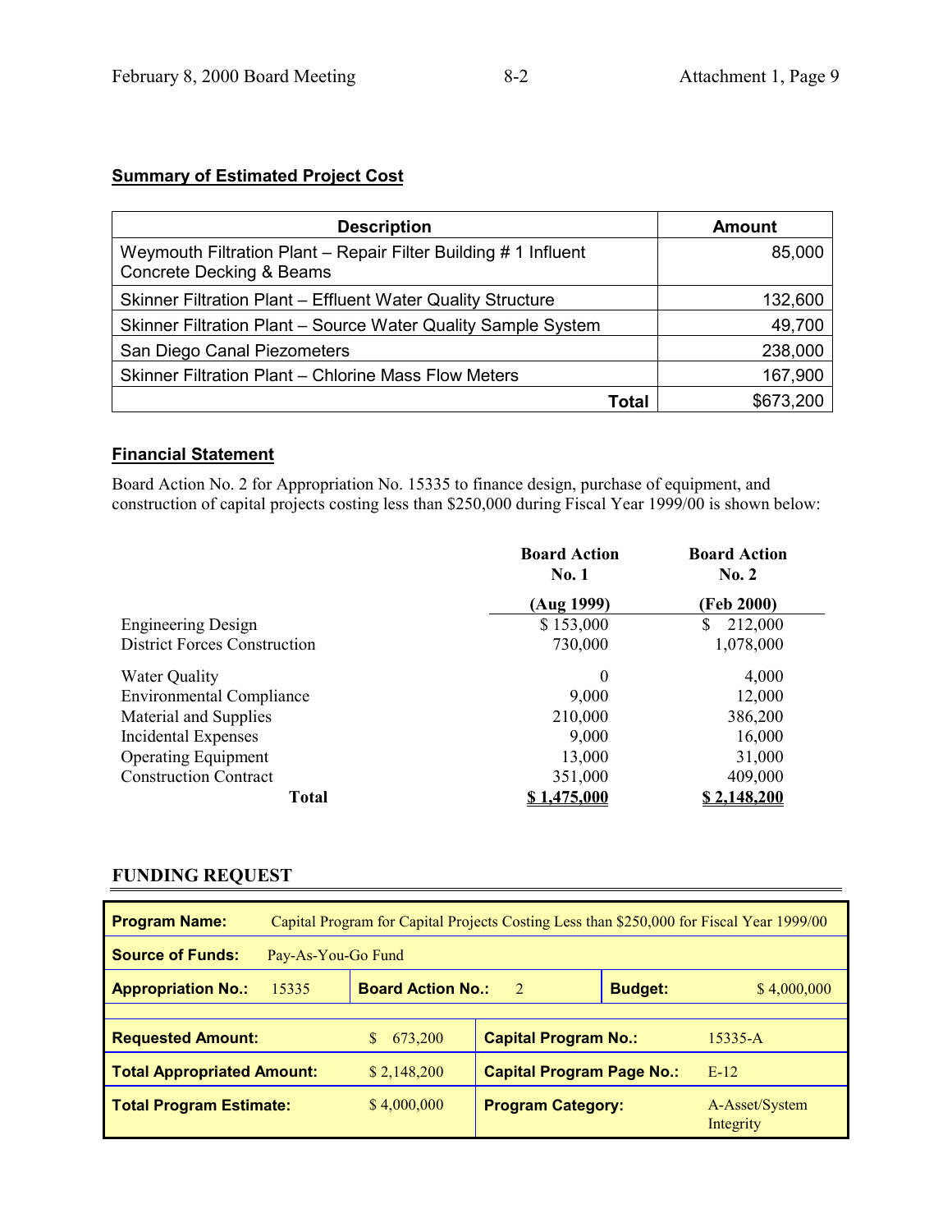## Summary of Estimated Project Cost

| Description | Amount |
|---|---|
| Weymouth Filtration Plant – Repair Filter Building # 1 Influent Concrete Decking & Beams | 85,000 |
| Skinner Filtration Plant – Effluent Water Quality Structure | 132,600 |
| Skinner Filtration Plant – Source Water Quality Sample System | 49,700 |
| San Diego Canal Piezometers | 238,000 |
| Skinner Filtration Plant – Chlorine Mass Flow Meters | 167,900 |
| **Total** | $673,200 |

## Financial Statement

Board Action No. 2 for Appropriation No. 15335 to finance design, purchase of equipment, and construction of capital projects costing less than $250,000 during Fiscal Year 1999/00 is shown below:

| | Board Action No. 1 (Aug 1999) | Board Action No. 2 (Feb 2000) |
|---|---|---|
| Engineering Design | $ 153,000 | $ 212,000 |
| District Forces Construction | 730,000 | 1,078,000 |
| Water Quality | 0 | 4,000 |
| Environmental Compliance | 9,000 | 12,000 |
| Material and Supplies | 210,000 | 386,200 |
| Incidental Expenses | 9,000 | 16,000 |
| Operating Equipment | 13,000 | 31,000 |
| Construction Contract | 351,000 | 409,000 |
| **Total** | **$ 1,475,000** | **$ 2,148,200** |

## FUNDING REQUEST

| | | | |
|---|---|---|---|
| **Program Name:** | Capital Program for Capital Projects Costing Less than $250,000 for Fiscal Year 1999/00 | | |
| **Source of Funds:** | Pay-As-You-Go Fund | | |
| **Appropriation No.:** 15335 | **Board Action No.:** 2 | **Budget:** | $ 4,000,000 |
| **Requested Amount:** | $ 673,200 | **Capital Program No.:** | 15335-A |
| **Total Appropriated Amount:** | $ 2,148,200 | **Capital Program Page No.:** | E-12 |
| **Total Program Estimate:** | $ 4,000,000 | **Program Category:** | A-Asset/System Integrity |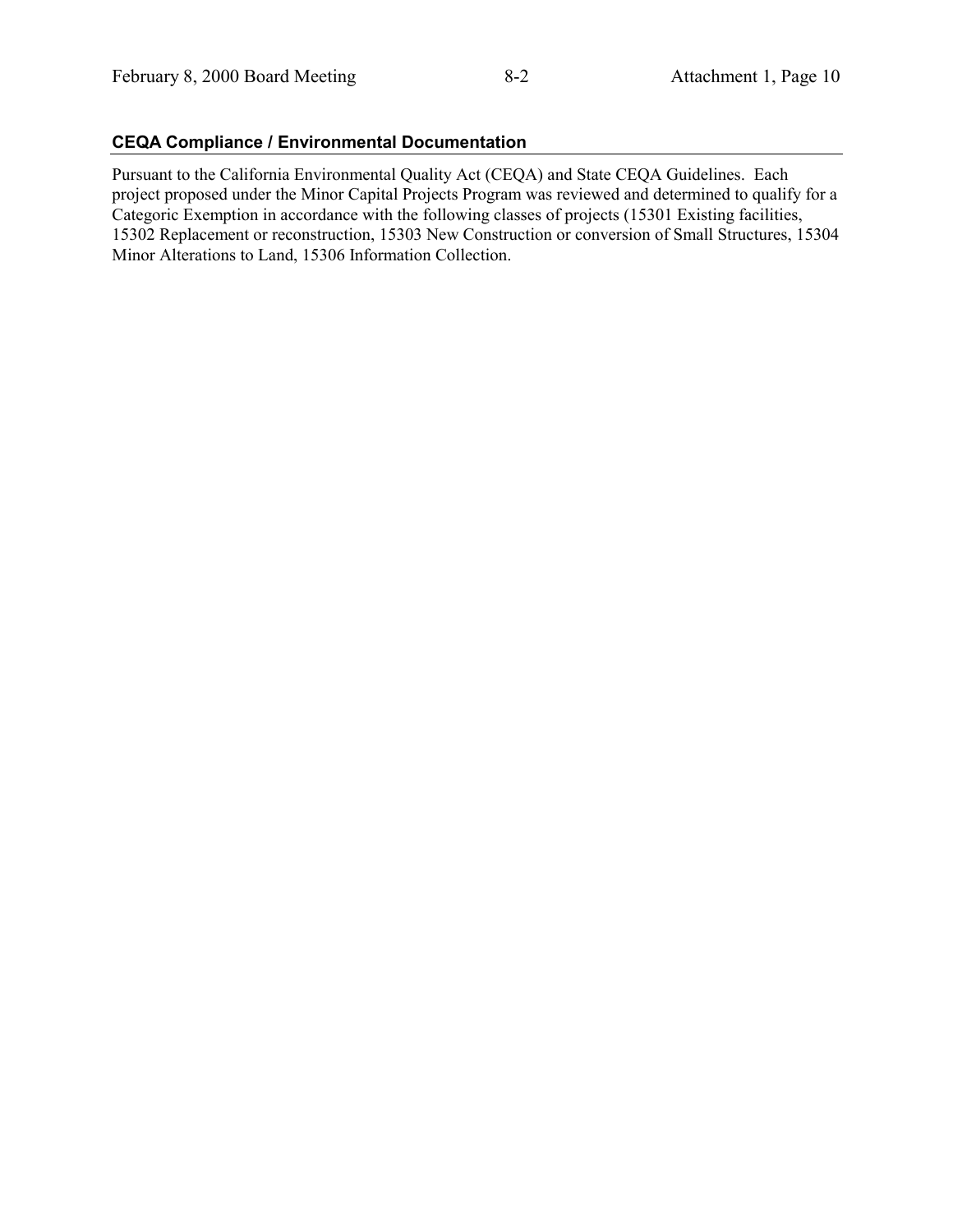## CEQA Compliance / Environmental Documentation

Pursuant to the California Environmental Quality Act (CEQA) and State CEQA Guidelines. Each project proposed under the Minor Capital Projects Program was reviewed and determined to qualify for a Categoric Exemption in accordance with the following classes of projects (15301 Existing facilities, 15302 Replacement or reconstruction, 15303 New Construction or conversion of Small Structures, 15304 Minor Alterations to Land, 15306 Information Collection.